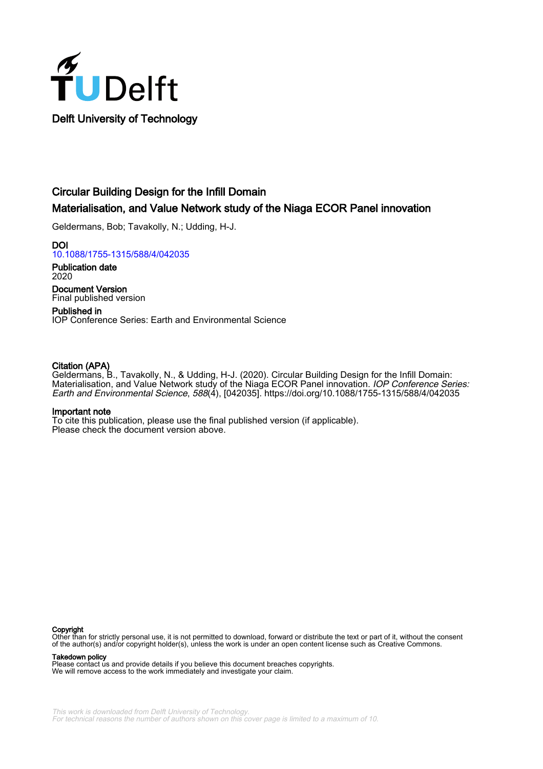Delft University of Technology

# Circular Building Design for the Infill Domain

## Materialisation, and Value Network study of the Niaga ECOR Panel innovation

Geldermans, Bob; Tavakolly, N.; Udding, H-J.

**DOI**
10.1088/1755-1315/588/4/042035

**Publication date**
2020

**Document Version**
Final published version

**Published in**
IOP Conference Series: Earth and Environmental Science

**Citation (APA)**
Geldermans, B., Tavakolly, N., & Udding, H-J. (2020). Circular Building Design for the Infill Domain: Materialisation, and Value Network study of the Niaga ECOR Panel innovation. *IOP Conference Series: Earth and Environmental Science*, *588*(4), [042035]. https://doi.org/10.1088/1755-1315/588/4/042035

**Important note**
To cite this publication, please use the final published version (if applicable).
Please check the document version above.

**Copyright**
Other than for strictly personal use, it is not permitted to download, forward or distribute the text or part of it, without the consent of the author(s) and/or copyright holder(s), unless the work is under an open content license such as Creative Commons.

**Takedown policy**
Please contact us and provide details if you believe this document breaches copyrights.
We will remove access to the work immediately and investigate your claim.

*This work is downloaded from Delft University of Technology.*
*For technical reasons the number of authors shown on this cover page is limited to a maximum of 10.*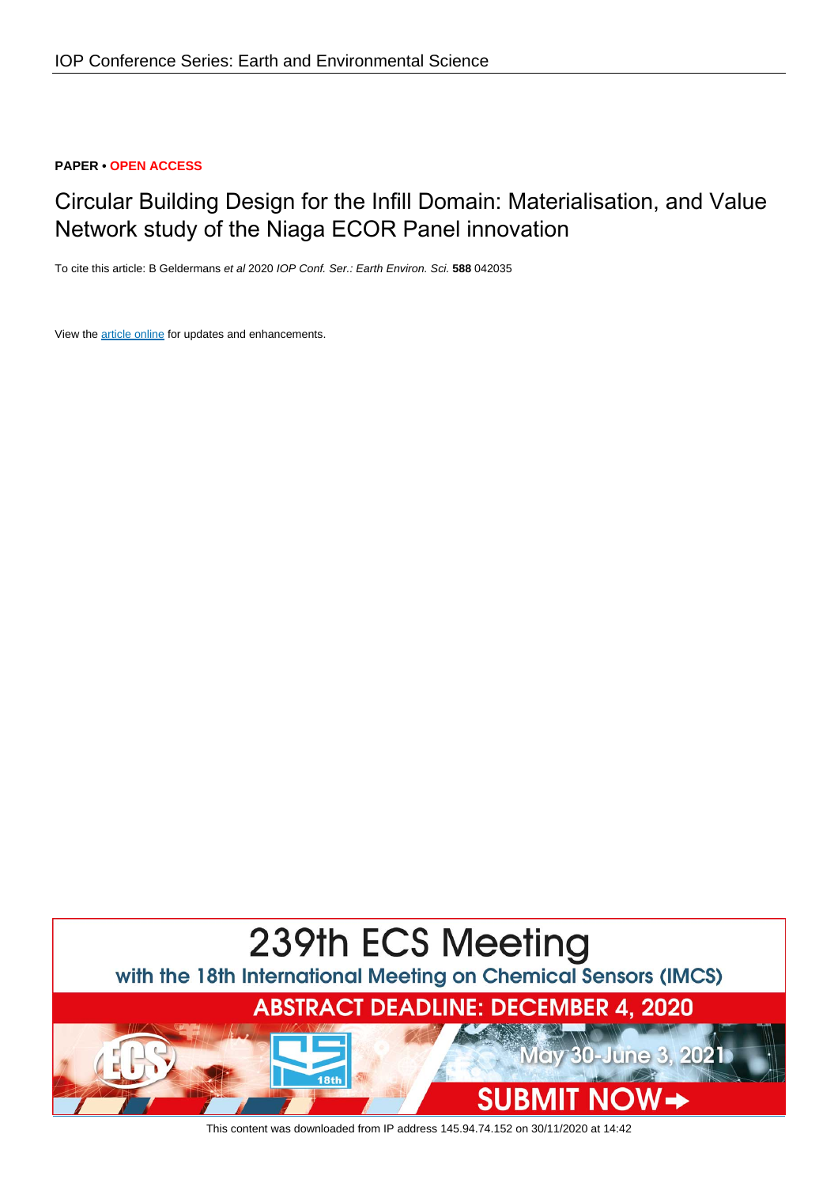IOP Conference Series: Earth and Environmental Science

**PAPER • OPEN ACCESS**

# Circular Building Design for the Infill Domain: Materialisation, and Value Network study of the Niaga ECOR Panel innovation

To cite this article: B Geldermans *et al* 2020 *IOP Conf. Ser.: Earth Environ. Sci.* **588** 042035

View the article online for updates and enhancements.

239th ECS Meeting

with the 18th International Meeting on Chemical Sensors (IMCS)

ABSTRACT DEADLINE: DECEMBER 4, 2020

May 30-June 3, 2021

SUBMIT NOW

This content was downloaded from IP address 145.94.74.152 on 30/11/2020 at 14:42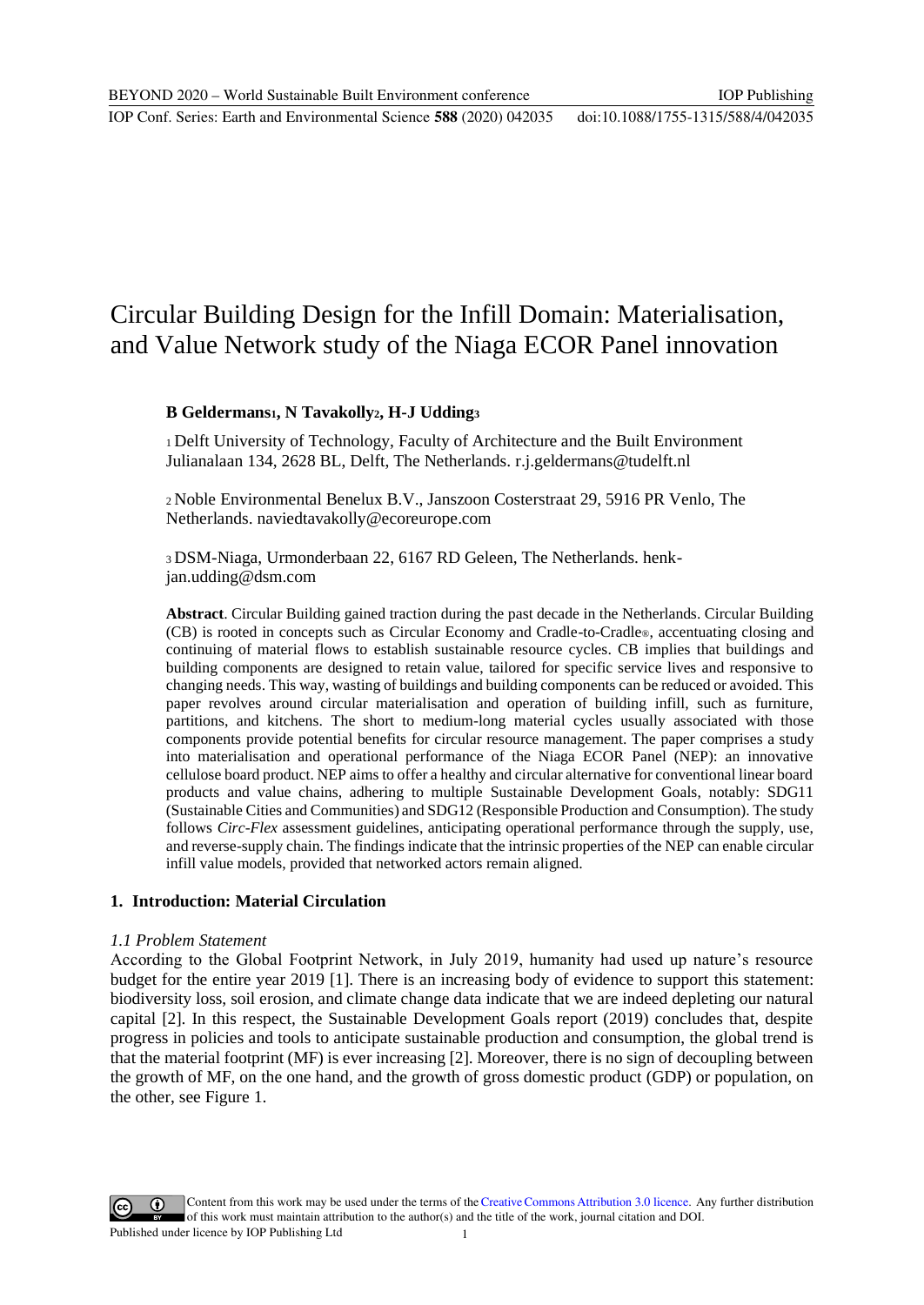# Circular Building Design for the Infill Domain: Materialisation, and Value Network study of the Niaga ECOR Panel innovation

**B Geldermans[1], N Tavakolly[2], H-J Udding[3]**

[1] Delft University of Technology, Faculty of Architecture and the Built Environment Julianalaan 134, 2628 BL, Delft, The Netherlands. r.j.geldermans@tudelft.nl

[2] Noble Environmental Benelux B.V., Janszoon Costerstraat 29, 5916 PR Venlo, The Netherlands. naviedtavakolly@ecoreurope.com

[3] DSM-Niaga, Urmonderbaan 22, 6167 RD Geleen, The Netherlands. henk-jan.udding@dsm.com

**Abstract**. Circular Building gained traction during the past decade in the Netherlands. Circular Building (CB) is rooted in concepts such as Circular Economy and Cradle-to-Cradle®, accentuating closing and continuing of material flows to establish sustainable resource cycles. CB implies that buildings and building components are designed to retain value, tailored for specific service lives and responsive to changing needs. This way, wasting of buildings and building components can be reduced or avoided. This paper revolves around circular materialisation and operation of building infill, such as furniture, partitions, and kitchens. The short to medium-long material cycles usually associated with those components provide potential benefits for circular resource management. The paper comprises a study into materialisation and operational performance of the Niaga ECOR Panel (NEP): an innovative cellulose board product. NEP aims to offer a healthy and circular alternative for conventional linear board products and value chains, adhering to multiple Sustainable Development Goals, notably: SDG11 (Sustainable Cities and Communities) and SDG12 (Responsible Production and Consumption). The study follows *Circ-Flex* assessment guidelines, anticipating operational performance through the supply, use, and reverse-supply chain. The findings indicate that the intrinsic properties of the NEP can enable circular infill value models, provided that networked actors remain aligned.

## 1. Introduction: Material Circulation

### *1.1 Problem Statement*

According to the Global Footprint Network, in July 2019, humanity had used up nature's resource budget for the entire year 2019 [1]. There is an increasing body of evidence to support this statement: biodiversity loss, soil erosion, and climate change data indicate that we are indeed depleting our natural capital [2]. In this respect, the Sustainable Development Goals report (2019) concludes that, despite progress in policies and tools to anticipate sustainable production and consumption, the global trend is that the material footprint (MF) is ever increasing [2]. Moreover, there is no sign of decoupling between the growth of MF, on the one hand, and the growth of gross domestic product (GDP) or population, on the other, see Figure 1.

Content from this work may be used under the terms of the Creative Commons Attribution 3.0 licence. Any further distribution of this work must maintain attribution to the author(s) and the title of the work, journal citation and DOI.
Published under licence by IOP Publishing Ltd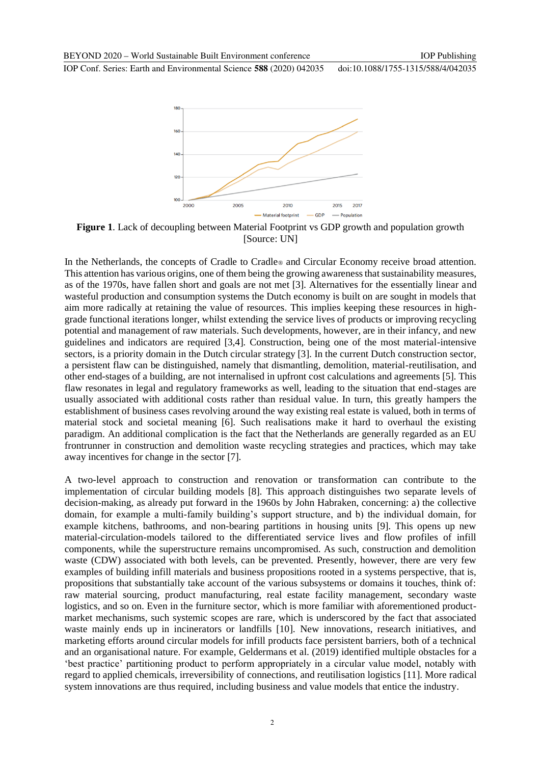**Figure 1**. Lack of decoupling between Material Footprint vs GDP growth and population growth [Source: UN]

In the Netherlands, the concepts of Cradle to Cradle® and Circular Economy receive broad attention. This attention has various origins, one of them being the growing awareness that sustainability measures, as of the 1970s, have fallen short and goals are not met [3]. Alternatives for the essentially linear and wasteful production and consumption systems the Dutch economy is built on are sought in models that aim more radically at retaining the value of resources. This implies keeping these resources in high-grade functional iterations longer, whilst extending the service lives of products or improving recycling potential and management of raw materials. Such developments, however, are in their infancy, and new guidelines and indicators are required [3,4]. Construction, being one of the most material-intensive sectors, is a priority domain in the Dutch circular strategy [3]. In the current Dutch construction sector, a persistent flaw can be distinguished, namely that dismantling, demolition, material-reutilisation, and other end-stages of a building, are not internalised in upfront cost calculations and agreements [5]. This flaw resonates in legal and regulatory frameworks as well, leading to the situation that end-stages are usually associated with additional costs rather than residual value. In turn, this greatly hampers the establishment of business cases revolving around the way existing real estate is valued, both in terms of material stock and societal meaning [6]. Such realisations make it hard to overhaul the existing paradigm. An additional complication is the fact that the Netherlands are generally regarded as an EU frontrunner in construction and demolition waste recycling strategies and practices, which may take away incentives for change in the sector [7].

A two-level approach to construction and renovation or transformation can contribute to the implementation of circular building models [8]. This approach distinguishes two separate levels of decision-making, as already put forward in the 1960s by John Habraken, concerning: a) the collective domain, for example a multi-family building's support structure, and b) the individual domain, for example kitchens, bathrooms, and non-bearing partitions in housing units [9]. This opens up new material-circulation-models tailored to the differentiated service lives and flow profiles of infill components, while the superstructure remains uncompromised. As such, construction and demolition waste (CDW) associated with both levels, can be prevented. Presently, however, there are very few examples of building infill materials and business propositions rooted in a systems perspective, that is, propositions that substantially take account of the various subsystems or domains it touches, think of: raw material sourcing, product manufacturing, real estate facility management, secondary waste logistics, and so on. Even in the furniture sector, which is more familiar with aforementioned product-market mechanisms, such systemic scopes are rare, which is underscored by the fact that associated waste mainly ends up in incinerators or landfills [10]. New innovations, research initiatives, and marketing efforts around circular models for infill products face persistent barriers, both of a technical and an organisational nature. For example, Geldermans et al. (2019) identified multiple obstacles for a 'best practice' partitioning product to perform appropriately in a circular value model, notably with regard to applied chemicals, irreversibility of connections, and reutilisation logistics [11]. More radical system innovations are thus required, including business and value models that entice the industry.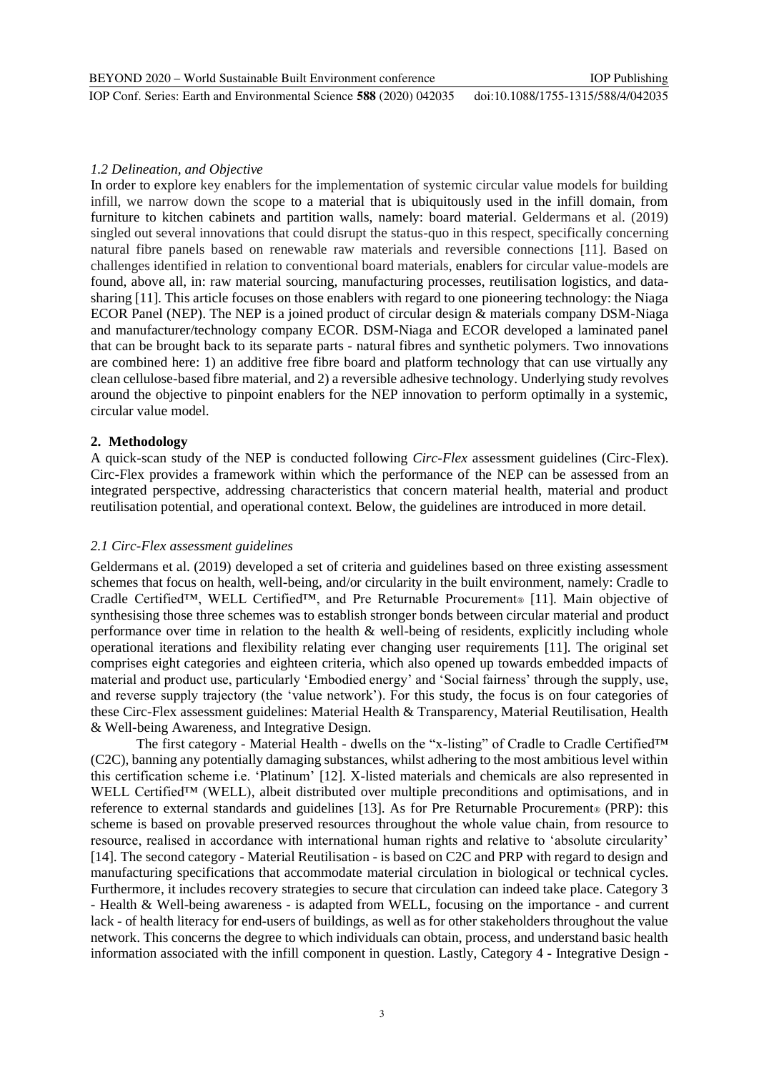*1.2 Delineation, and Objective*

In order to explore key enablers for the implementation of systemic circular value models for building infill, we narrow down the scope to a material that is ubiquitously used in the infill domain, from furniture to kitchen cabinets and partition walls, namely: board material. Geldermans et al. (2019) singled out several innovations that could disrupt the status-quo in this respect, specifically concerning natural fibre panels based on renewable raw materials and reversible connections [11]. Based on challenges identified in relation to conventional board materials, enablers for circular value-models are found, above all, in: raw material sourcing, manufacturing processes, reutilisation logistics, and data-sharing [11]. This article focuses on those enablers with regard to one pioneering technology: the Niaga ECOR Panel (NEP). The NEP is a joined product of circular design & materials company DSM-Niaga and manufacturer/technology company ECOR. DSM-Niaga and ECOR developed a laminated panel that can be brought back to its separate parts - natural fibres and synthetic polymers. Two innovations are combined here: 1) an additive free fibre board and platform technology that can use virtually any clean cellulose-based fibre material, and 2) a reversible adhesive technology. Underlying study revolves around the objective to pinpoint enablers for the NEP innovation to perform optimally in a systemic, circular value model.

## 2. Methodology

A quick-scan study of the NEP is conducted following *Circ-Flex* assessment guidelines (Circ-Flex). Circ-Flex provides a framework within which the performance of the NEP can be assessed from an integrated perspective, addressing characteristics that concern material health, material and product reutilisation potential, and operational context. Below, the guidelines are introduced in more detail.

*2.1 Circ-Flex assessment guidelines*

Geldermans et al. (2019) developed a set of criteria and guidelines based on three existing assessment schemes that focus on health, well-being, and/or circularity in the built environment, namely: Cradle to Cradle Certified™, WELL Certified™, and Pre Returnable Procurement® [11]. Main objective of synthesising those three schemes was to establish stronger bonds between circular material and product performance over time in relation to the health & well-being of residents, explicitly including whole operational iterations and flexibility relating ever changing user requirements [11]. The original set comprises eight categories and eighteen criteria, which also opened up towards embedded impacts of material and product use, particularly 'Embodied energy' and 'Social fairness' through the supply, use, and reverse supply trajectory (the 'value network'). For this study, the focus is on four categories of these Circ-Flex assessment guidelines: Material Health & Transparency, Material Reutilisation, Health & Well-being Awareness, and Integrative Design.

The first category - Material Health - dwells on the "x-listing" of Cradle to Cradle Certified™ (C2C), banning any potentially damaging substances, whilst adhering to the most ambitious level within this certification scheme i.e. 'Platinum' [12]. X-listed materials and chemicals are also represented in WELL Certified™ (WELL), albeit distributed over multiple preconditions and optimisations, and in reference to external standards and guidelines [13]. As for Pre Returnable Procurement® (PRP): this scheme is based on provable preserved resources throughout the whole value chain, from resource to resource, realised in accordance with international human rights and relative to 'absolute circularity' [14]. The second category - Material Reutilisation - is based on C2C and PRP with regard to design and manufacturing specifications that accommodate material circulation in biological or technical cycles. Furthermore, it includes recovery strategies to secure that circulation can indeed take place. Category 3 - Health & Well-being awareness - is adapted from WELL, focusing on the importance - and current lack - of health literacy for end-users of buildings, as well as for other stakeholders throughout the value network. This concerns the degree to which individuals can obtain, process, and understand basic health information associated with the infill component in question. Lastly, Category 4 - Integrative Design -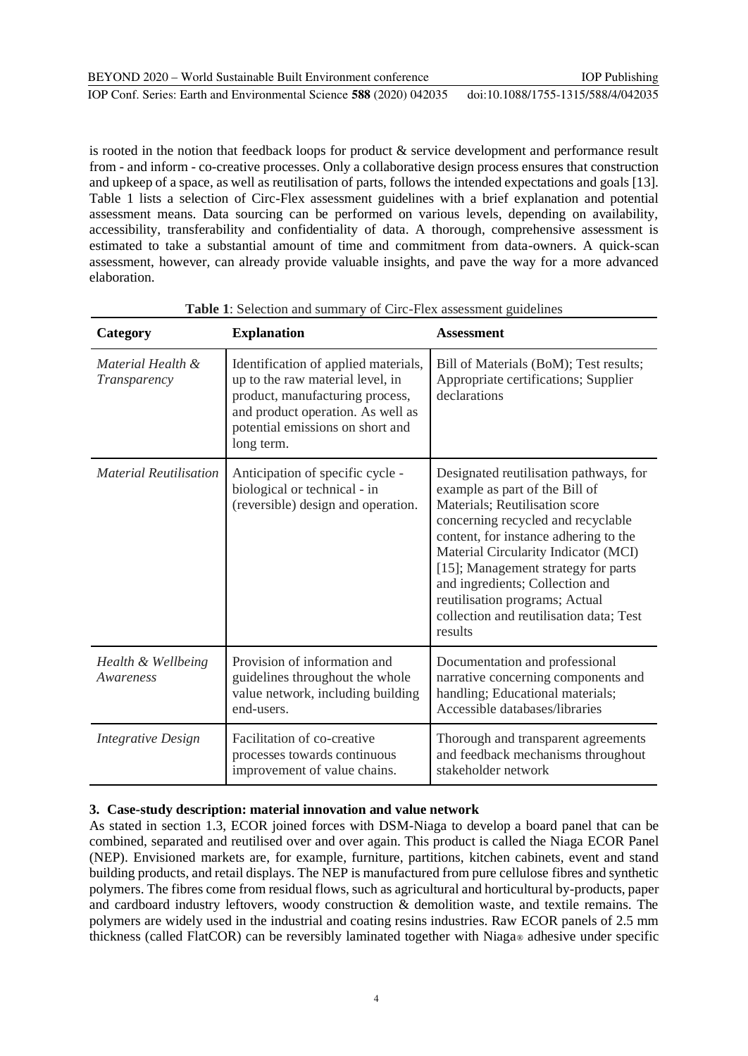is rooted in the notion that feedback loops for product & service development and performance result from - and inform - co-creative processes. Only a collaborative design process ensures that construction and upkeep of a space, as well as reutilisation of parts, follows the intended expectations and goals [13]. Table 1 lists a selection of Circ-Flex assessment guidelines with a brief explanation and potential assessment means. Data sourcing can be performed on various levels, depending on availability, accessibility, transferability and confidentiality of data. A thorough, comprehensive assessment is estimated to take a substantial amount of time and commitment from data-owners. A quick-scan assessment, however, can already provide valuable insights, and pave the way for a more advanced elaboration.

**Table 1**: Selection and summary of Circ-Flex assessment guidelines

| Category | Explanation | Assessment |
|---|---|---|
| *Material Health & Transparency* | Identification of applied materials, up to the raw material level, in product, manufacturing process, and product operation. As well as potential emissions on short and long term. | Bill of Materials (BoM); Test results; Appropriate certifications; Supplier declarations |
| *Material Reutilisation* | Anticipation of specific cycle - biological or technical - in (reversible) design and operation. | Designated reutilisation pathways, for example as part of the Bill of Materials; Reutilisation score concerning recycled and recyclable content, for instance adhering to the Material Circularity Indicator (MCI) [15]; Management strategy for parts and ingredients; Collection and reutilisation programs; Actual collection and reutilisation data; Test results |
| *Health & Wellbeing Awareness* | Provision of information and guidelines throughout the whole value network, including building end-users. | Documentation and professional narrative concerning components and handling; Educational materials; Accessible databases/libraries |
| *Integrative Design* | Facilitation of co-creative processes towards continuous improvement of value chains. | Thorough and transparent agreements and feedback mechanisms throughout stakeholder network |

## 3. Case-study description: material innovation and value network

As stated in section 1.3, ECOR joined forces with DSM-Niaga to develop a board panel that can be combined, separated and reutilised over and over again. This product is called the Niaga ECOR Panel (NEP). Envisioned markets are, for example, furniture, partitions, kitchen cabinets, event and stand building products, and retail displays. The NEP is manufactured from pure cellulose fibres and synthetic polymers. The fibres come from residual flows, such as agricultural and horticultural by-products, paper and cardboard industry leftovers, woody construction & demolition waste, and textile remains. The polymers are widely used in the industrial and coating resins industries. Raw ECOR panels of 2.5 mm thickness (called FlatCOR) can be reversibly laminated together with Niaga® adhesive under specific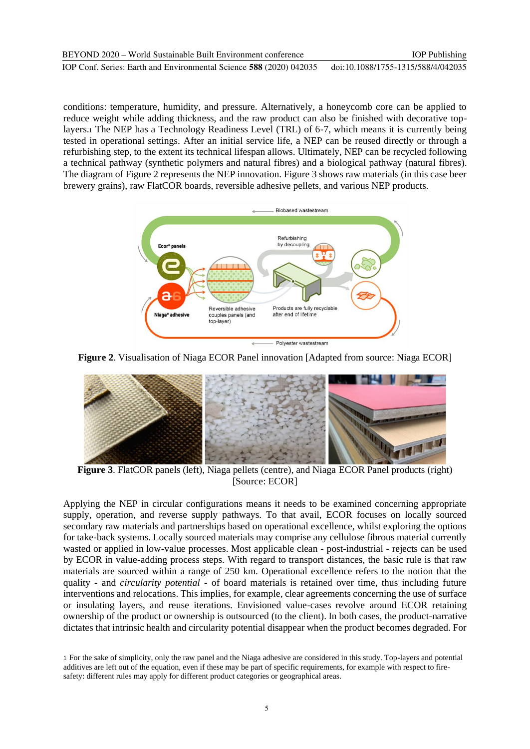conditions: temperature, humidity, and pressure. Alternatively, a honeycomb core can be applied to reduce weight while adding thickness, and the raw product can also be finished with decorative top-layers.[1] The NEP has a Technology Readiness Level (TRL) of 6-7, which means it is currently being tested in operational settings. After an initial service life, a NEP can be reused directly or through a refurbishing step, to the extent its technical lifespan allows. Ultimately, NEP can be recycled following a technical pathway (synthetic polymers and natural fibres) and a biological pathway (natural fibres). The diagram of Figure 2 represents the NEP innovation. Figure 3 shows raw materials (in this case beer brewery grains), raw FlatCOR boards, reversible adhesive pellets, and various NEP products.

**Figure 2**. Visualisation of Niaga ECOR Panel innovation [Adapted from source: Niaga ECOR]

**Figure 3**. FlatCOR panels (left), Niaga pellets (centre), and Niaga ECOR Panel products (right) [Source: ECOR]

Applying the NEP in circular configurations means it needs to be examined concerning appropriate supply, operation, and reverse supply pathways. To that avail, ECOR focuses on locally sourced secondary raw materials and partnerships based on operational excellence, whilst exploring the options for take-back systems. Locally sourced materials may comprise any cellulose fibrous material currently wasted or applied in low-value processes. Most applicable clean - post-industrial - rejects can be used by ECOR in value-adding process steps. With regard to transport distances, the basic rule is that raw materials are sourced within a range of 250 km. Operational excellence refers to the notion that the quality - and *circularity potential* - of board materials is retained over time, thus including future interventions and relocations. This implies, for example, clear agreements concerning the use of surface or insulating layers, and reuse iterations. Envisioned value-cases revolve around ECOR retaining ownership of the product or ownership is outsourced (to the client). In both cases, the product-narrative dictates that intrinsic health and circularity potential disappear when the product becomes degraded. For

[1] For the sake of simplicity, only the raw panel and the Niaga adhesive are considered in this study. Top-layers and potential additives are left out of the equation, even if these may be part of specific requirements, for example with respect to fire-safety: different rules may apply for different product categories or geographical areas.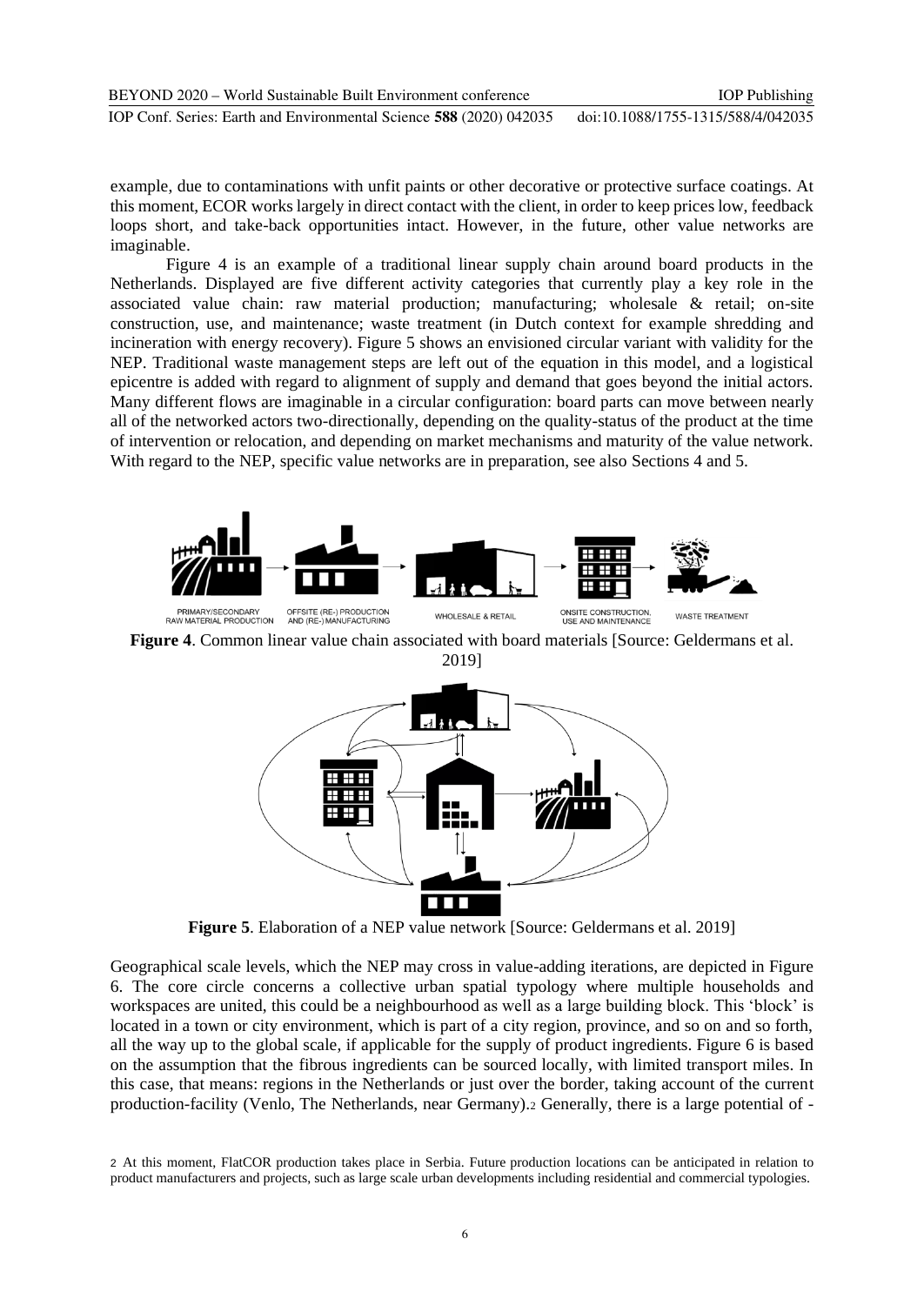example, due to contaminations with unfit paints or other decorative or protective surface coatings. At this moment, ECOR works largely in direct contact with the client, in order to keep prices low, feedback loops short, and take-back opportunities intact. However, in the future, other value networks are imaginable.

Figure 4 is an example of a traditional linear supply chain around board products in the Netherlands. Displayed are five different activity categories that currently play a key role in the associated value chain: raw material production; manufacturing; wholesale & retail; on-site construction, use, and maintenance; waste treatment (in Dutch context for example shredding and incineration with energy recovery). Figure 5 shows an envisioned circular variant with validity for the NEP. Traditional waste management steps are left out of the equation in this model, and a logistical epicentre is added with regard to alignment of supply and demand that goes beyond the initial actors. Many different flows are imaginable in a circular configuration: board parts can move between nearly all of the networked actors two-directionally, depending on the quality-status of the product at the time of intervention or relocation, and depending on market mechanisms and maturity of the value network. With regard to the NEP, specific value networks are in preparation, see also Sections 4 and 5.

PRIMARY/SECONDARY RAW MATERIAL PRODUCTION → OFFSITE (RE-) PRODUCTION AND (RE-) MANUFACTURING → WHOLESALE & RETAIL → ONSITE CONSTRUCTION, USE AND MAINTENANCE → WASTE TREATMENT

**Figure 4**. Common linear value chain associated with board materials [Source: Geldermans et al. 2019]

**Figure 5**. Elaboration of a NEP value network [Source: Geldermans et al. 2019]

Geographical scale levels, which the NEP may cross in value-adding iterations, are depicted in Figure 6. The core circle concerns a collective urban spatial typology where multiple households and workspaces are united, this could be a neighbourhood as well as a large building block. This 'block' is located in a town or city environment, which is part of a city region, province, and so on and so forth, all the way up to the global scale, if applicable for the supply of product ingredients. Figure 6 is based on the assumption that the fibrous ingredients can be sourced locally, with limited transport miles. In this case, that means: regions in the Netherlands or just over the border, taking account of the current production-facility (Venlo, The Netherlands, near Germany).[2] Generally, there is a large potential of -

[2] At this moment, FlatCOR production takes place in Serbia. Future production locations can be anticipated in relation to product manufacturers and projects, such as large scale urban developments including residential and commercial typologies.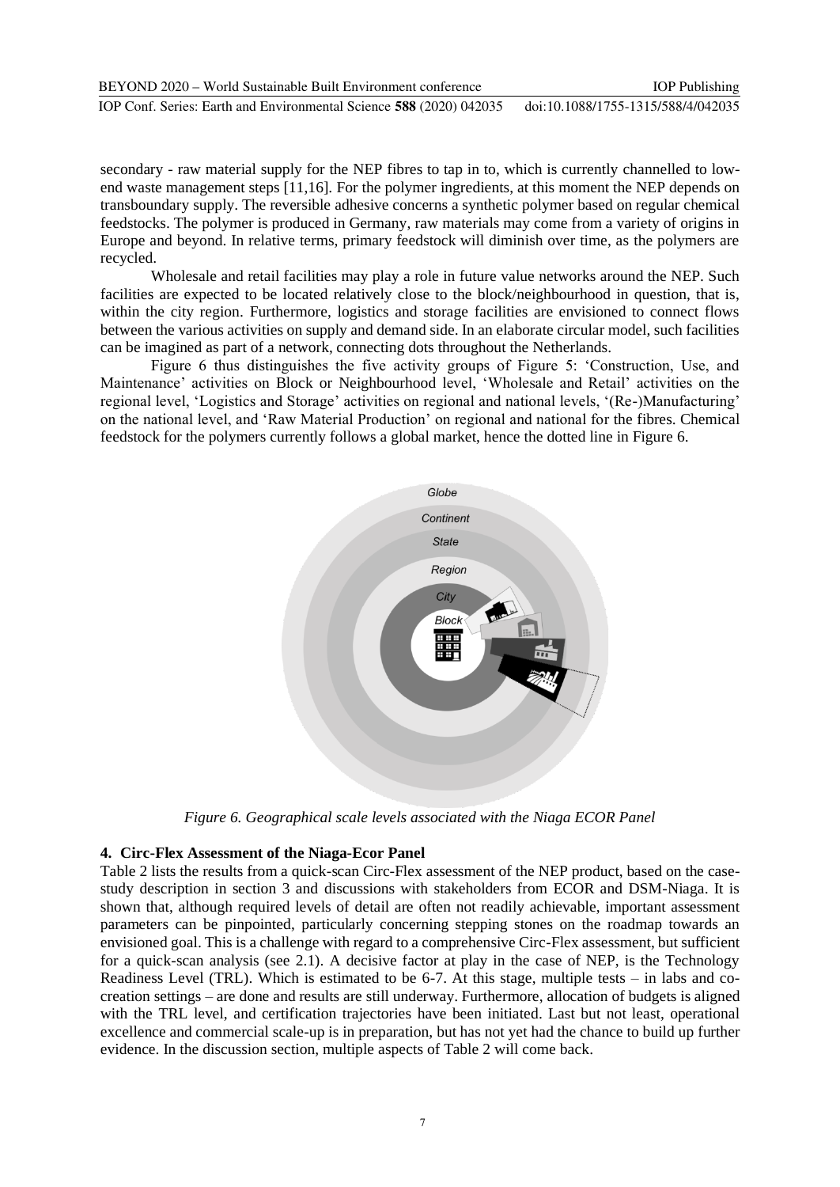secondary - raw material supply for the NEP fibres to tap in to, which is currently channelled to low-end waste management steps [11,16]. For the polymer ingredients, at this moment the NEP depends on transboundary supply. The reversible adhesive concerns a synthetic polymer based on regular chemical feedstocks. The polymer is produced in Germany, raw materials may come from a variety of origins in Europe and beyond. In relative terms, primary feedstock will diminish over time, as the polymers are recycled.

Wholesale and retail facilities may play a role in future value networks around the NEP. Such facilities are expected to be located relatively close to the block/neighbourhood in question, that is, within the city region. Furthermore, logistics and storage facilities are envisioned to connect flows between the various activities on supply and demand side. In an elaborate circular model, such facilities can be imagined as part of a network, connecting dots throughout the Netherlands.

Figure 6 thus distinguishes the five activity groups of Figure 5: 'Construction, Use, and Maintenance' activities on Block or Neighbourhood level, 'Wholesale and Retail' activities on the regional level, 'Logistics and Storage' activities on regional and national levels, '(Re-)Manufacturing' on the national level, and 'Raw Material Production' on regional and national for the fibres. Chemical feedstock for the polymers currently follows a global market, hence the dotted line in Figure 6.

*Figure 6. Geographical scale levels associated with the Niaga ECOR Panel*

## 4. Circ-Flex Assessment of the Niaga-Ecor Panel

Table 2 lists the results from a quick-scan Circ-Flex assessment of the NEP product, based on the case-study description in section 3 and discussions with stakeholders from ECOR and DSM-Niaga. It is shown that, although required levels of detail are often not readily achievable, important assessment parameters can be pinpointed, particularly concerning stepping stones on the roadmap towards an envisioned goal. This is a challenge with regard to a comprehensive Circ-Flex assessment, but sufficient for a quick-scan analysis (see 2.1). A decisive factor at play in the case of NEP, is the Technology Readiness Level (TRL). Which is estimated to be 6-7. At this stage, multiple tests – in labs and co-creation settings – are done and results are still underway. Furthermore, allocation of budgets is aligned with the TRL level, and certification trajectories have been initiated. Last but not least, operational excellence and commercial scale-up is in preparation, but has not yet had the chance to build up further evidence. In the discussion section, multiple aspects of Table 2 will come back.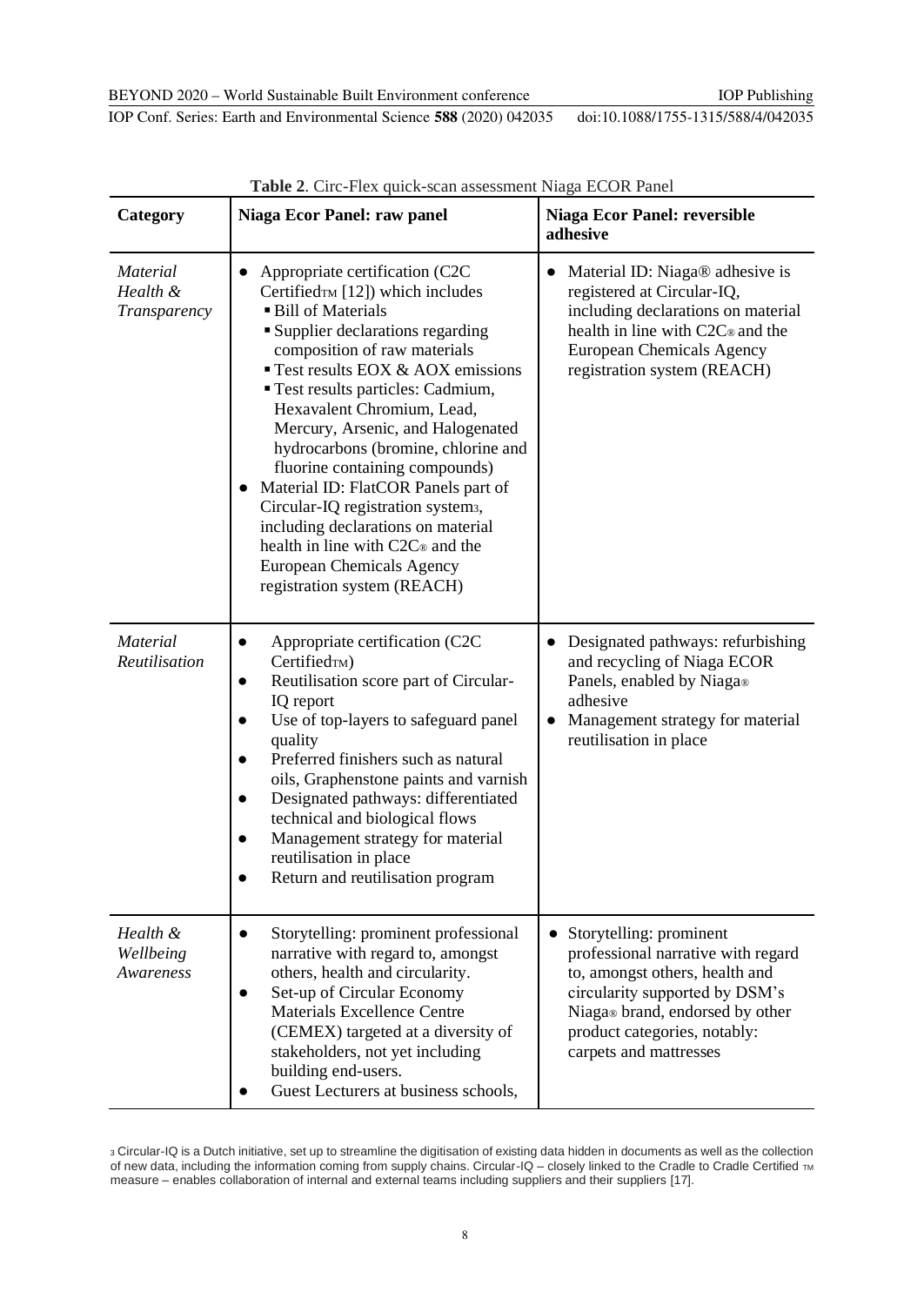**Table 2**. Circ-Flex quick-scan assessment Niaga ECOR Panel

| Category | Niaga Ecor Panel: raw panel | Niaga Ecor Panel: reversible adhesive |
|---|---|---|
| *Material Health & Transparency* | • Appropriate certification (C2C Certified™ [12]) which includes ▪ Bill of Materials ▪ Supplier declarations regarding composition of raw materials ▪ Test results EOX & AOX emissions ▪ Test results particles: Cadmium, Hexavalent Chromium, Lead, Mercury, Arsenic, and Halogenated hydrocarbons (bromine, chlorine and fluorine containing compounds) • Material ID: FlatCOR Panels part of Circular-IQ registration system[3], including declarations on material health in line with C2C® and the European Chemicals Agency registration system (REACH) | • Material ID: Niaga® adhesive is registered at Circular-IQ, including declarations on material health in line with C2C® and the European Chemicals Agency registration system (REACH) |
| *Material Reutilisation* | • Appropriate certification (C2C Certified™) • Reutilisation score part of Circular-IQ report • Use of top-layers to safeguard panel quality • Preferred finishers such as natural oils, Graphenstone paints and varnish • Designated pathways: differentiated technical and biological flows • Management strategy for material reutilisation in place • Return and reutilisation program | • Designated pathways: refurbishing and recycling of Niaga ECOR Panels, enabled by Niaga® adhesive • Management strategy for material reutilisation in place |
| *Health & Wellbeing Awareness* | • Storytelling: prominent professional narrative with regard to, amongst others, health and circularity. • Set-up of Circular Economy Materials Excellence Centre (CEMEX) targeted at a diversity of stakeholders, not yet including building end-users. • Guest Lecturers at business schools, | • Storytelling: prominent professional narrative with regard to, amongst others, health and circularity supported by DSM's Niaga® brand, endorsed by other product categories, notably: carpets and mattresses |

[3] Circular-IQ is a Dutch initiative, set up to streamline the digitisation of existing data hidden in documents as well as the collection of new data, including the information coming from supply chains. Circular-IQ – closely linked to the Cradle to Cradle Certified ™ measure – enables collaboration of internal and external teams including suppliers and their suppliers [17].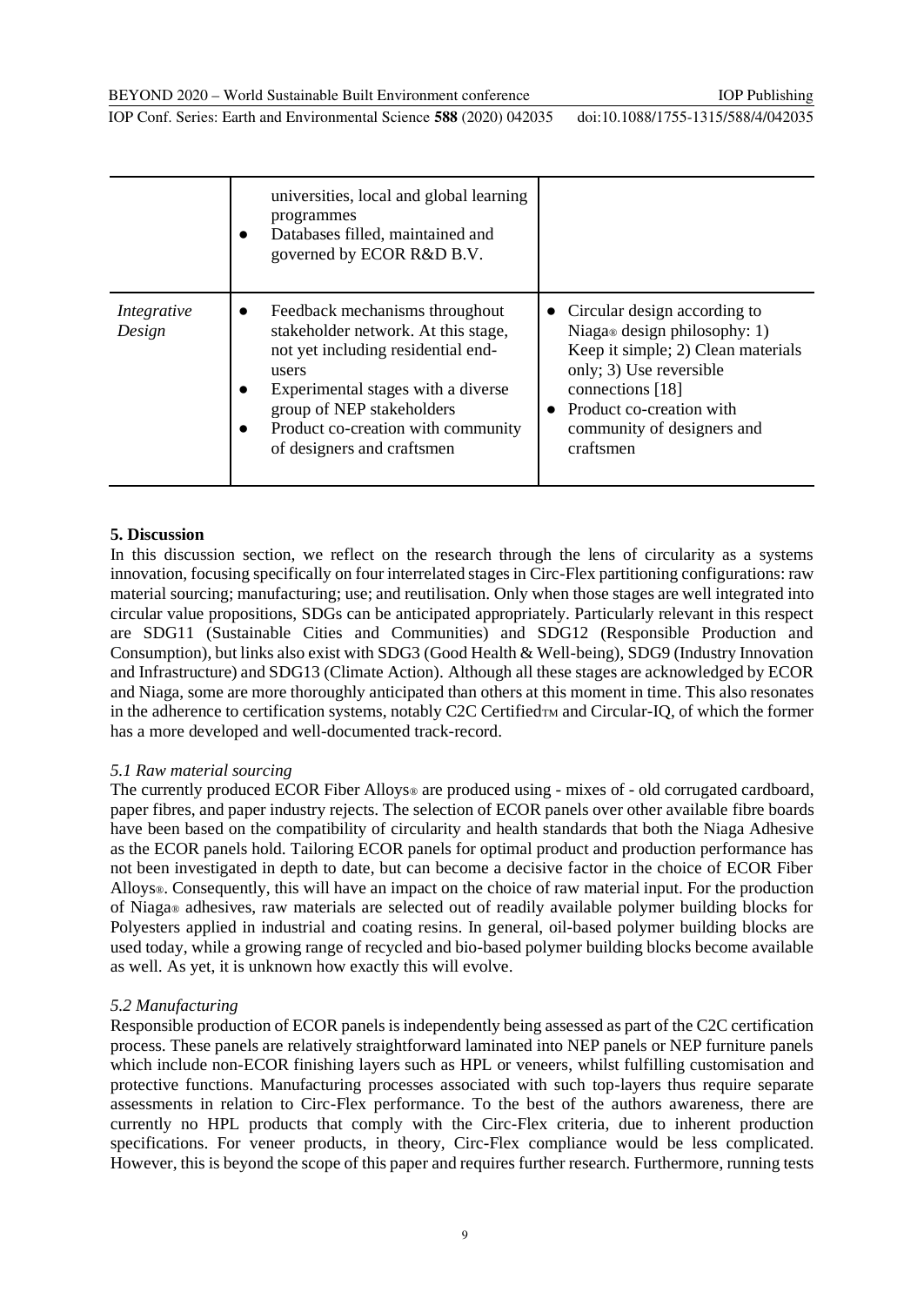| | | |
|---|---|---|
| | universities, local and global learning programmes<br>• Databases filled, maintained and governed by ECOR R&D B.V. | |
| *Integrative Design* | • Feedback mechanisms throughout stakeholder network. At this stage, not yet including residential end-users<br>• Experimental stages with a diverse group of NEP stakeholders<br>• Product co-creation with community of designers and craftsmen | • Circular design according to Niaga® design philosophy: 1) Keep it simple; 2) Clean materials only; 3) Use reversible connections [18]<br>• Product co-creation with community of designers and craftsmen |

## 5. Discussion

In this discussion section, we reflect on the research through the lens of circularity as a systems innovation, focusing specifically on four interrelated stages in Circ-Flex partitioning configurations: raw material sourcing; manufacturing; use; and reutilisation. Only when those stages are well integrated into circular value propositions, SDGs can be anticipated appropriately. Particularly relevant in this respect are SDG11 (Sustainable Cities and Communities) and SDG12 (Responsible Production and Consumption), but links also exist with SDG3 (Good Health & Well-being), SDG9 (Industry Innovation and Infrastructure) and SDG13 (Climate Action). Although all these stages are acknowledged by ECOR and Niaga, some are more thoroughly anticipated than others at this moment in time. This also resonates in the adherence to certification systems, notably C2C Certified™ and Circular-IQ, of which the former has a more developed and well-documented track-record.

### *5.1 Raw material sourcing*

The currently produced ECOR Fiber Alloys® are produced using - mixes of - old corrugated cardboard, paper fibres, and paper industry rejects. The selection of ECOR panels over other available fibre boards have been based on the compatibility of circularity and health standards that both the Niaga Adhesive as the ECOR panels hold. Tailoring ECOR panels for optimal product and production performance has not been investigated in depth to date, but can become a decisive factor in the choice of ECOR Fiber Alloys®. Consequently, this will have an impact on the choice of raw material input. For the production of Niaga® adhesives, raw materials are selected out of readily available polymer building blocks for Polyesters applied in industrial and coating resins. In general, oil-based polymer building blocks are used today, while a growing range of recycled and bio-based polymer building blocks become available as well. As yet, it is unknown how exactly this will evolve.

### *5.2 Manufacturing*

Responsible production of ECOR panels is independently being assessed as part of the C2C certification process. These panels are relatively straightforward laminated into NEP panels or NEP furniture panels which include non-ECOR finishing layers such as HPL or veneers, whilst fulfilling customisation and protective functions. Manufacturing processes associated with such top-layers thus require separate assessments in relation to Circ-Flex performance. To the best of the authors awareness, there are currently no HPL products that comply with the Circ-Flex criteria, due to inherent production specifications. For veneer products, in theory, Circ-Flex compliance would be less complicated. However, this is beyond the scope of this paper and requires further research. Furthermore, running tests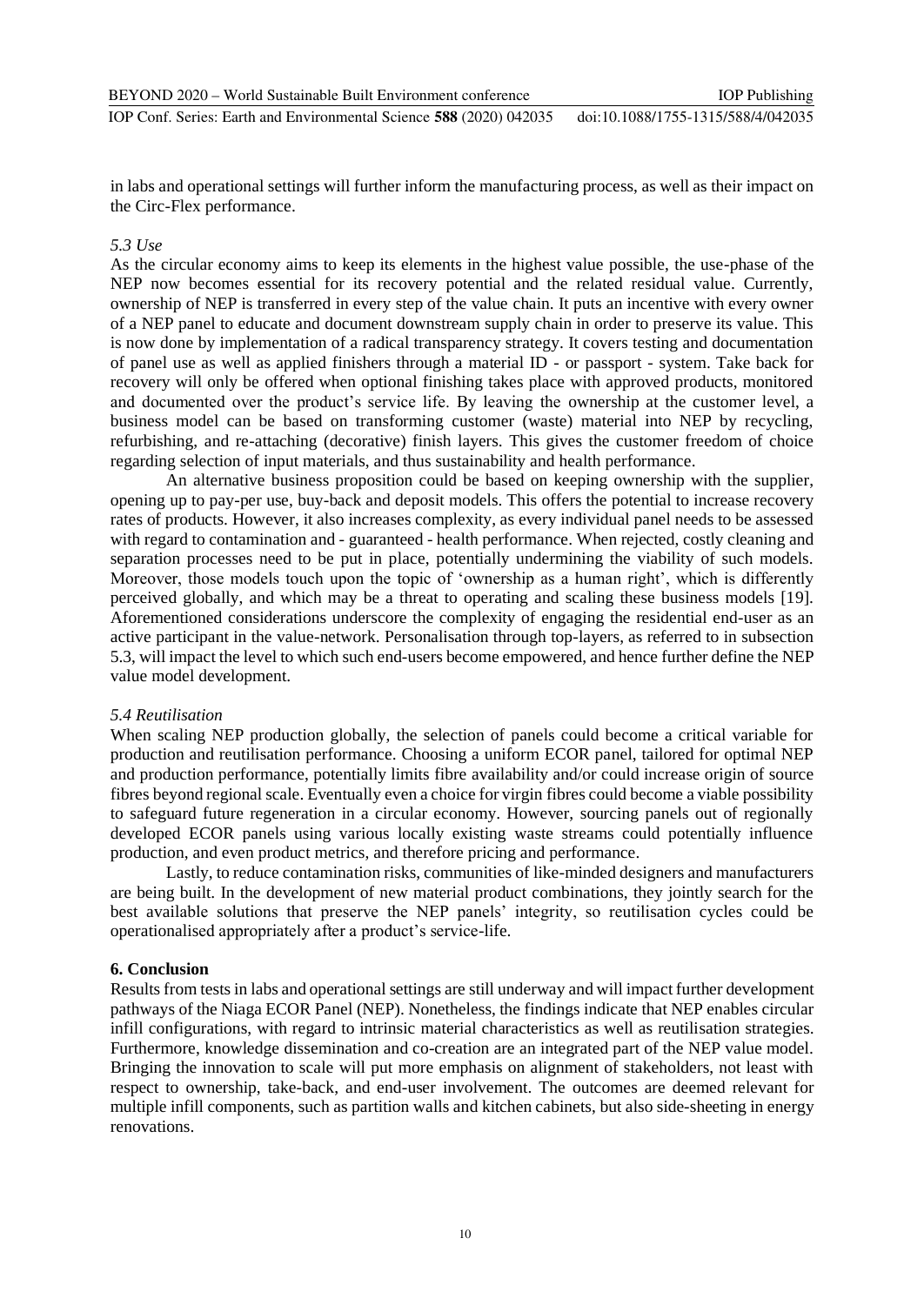in labs and operational settings will further inform the manufacturing process, as well as their impact on the Circ-Flex performance.

### *5.3 Use*

As the circular economy aims to keep its elements in the highest value possible, the use-phase of the NEP now becomes essential for its recovery potential and the related residual value. Currently, ownership of NEP is transferred in every step of the value chain. It puts an incentive with every owner of a NEP panel to educate and document downstream supply chain in order to preserve its value. This is now done by implementation of a radical transparency strategy. It covers testing and documentation of panel use as well as applied finishers through a material ID - or passport - system. Take back for recovery will only be offered when optional finishing takes place with approved products, monitored and documented over the product's service life. By leaving the ownership at the customer level, a business model can be based on transforming customer (waste) material into NEP by recycling, refurbishing, and re-attaching (decorative) finish layers. This gives the customer freedom of choice regarding selection of input materials, and thus sustainability and health performance.

An alternative business proposition could be based on keeping ownership with the supplier, opening up to pay-per use, buy-back and deposit models. This offers the potential to increase recovery rates of products. However, it also increases complexity, as every individual panel needs to be assessed with regard to contamination and - guaranteed - health performance. When rejected, costly cleaning and separation processes need to be put in place, potentially undermining the viability of such models. Moreover, those models touch upon the topic of 'ownership as a human right', which is differently perceived globally, and which may be a threat to operating and scaling these business models [19]. Aforementioned considerations underscore the complexity of engaging the residential end-user as an active participant in the value-network. Personalisation through top-layers, as referred to in subsection 5.3, will impact the level to which such end-users become empowered, and hence further define the NEP value model development.

### *5.4 Reutilisation*

When scaling NEP production globally, the selection of panels could become a critical variable for production and reutilisation performance. Choosing a uniform ECOR panel, tailored for optimal NEP and production performance, potentially limits fibre availability and/or could increase origin of source fibres beyond regional scale. Eventually even a choice for virgin fibres could become a viable possibility to safeguard future regeneration in a circular economy. However, sourcing panels out of regionally developed ECOR panels using various locally existing waste streams could potentially influence production, and even product metrics, and therefore pricing and performance.

Lastly, to reduce contamination risks, communities of like-minded designers and manufacturers are being built. In the development of new material product combinations, they jointly search for the best available solutions that preserve the NEP panels' integrity, so reutilisation cycles could be operationalised appropriately after a product's service-life.

## 6. Conclusion

Results from tests in labs and operational settings are still underway and will impact further development pathways of the Niaga ECOR Panel (NEP). Nonetheless, the findings indicate that NEP enables circular infill configurations, with regard to intrinsic material characteristics as well as reutilisation strategies. Furthermore, knowledge dissemination and co-creation are an integrated part of the NEP value model. Bringing the innovation to scale will put more emphasis on alignment of stakeholders, not least with respect to ownership, take-back, and end-user involvement. The outcomes are deemed relevant for multiple infill components, such as partition walls and kitchen cabinets, but also side-sheeting in energy renovations.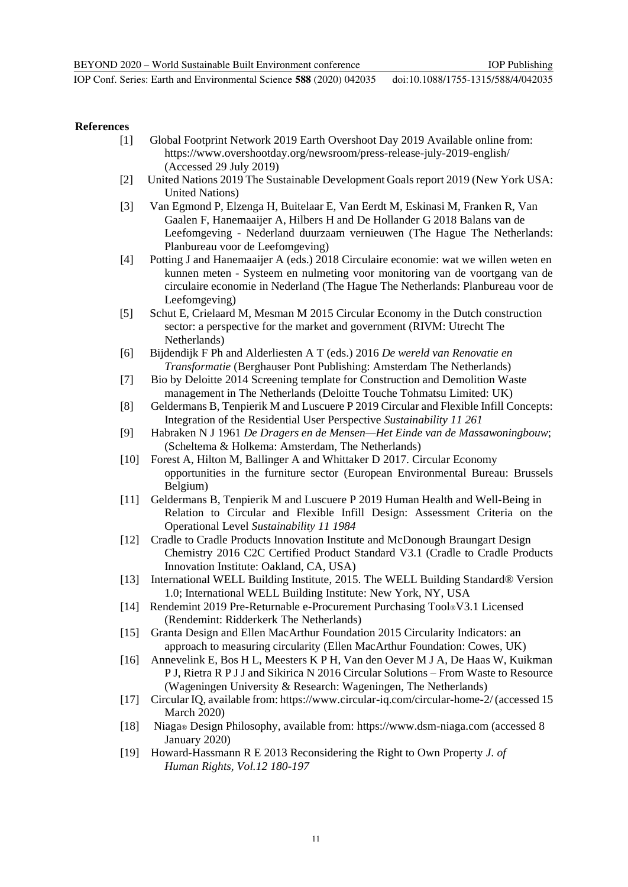## References

[1] Global Footprint Network 2019 Earth Overshoot Day 2019 Available online from: https://www.overshootday.org/newsroom/press-release-july-2019-english/ (Accessed 29 July 2019)

[2] United Nations 2019 The Sustainable Development Goals report 2019 (New York USA: United Nations)

[3] Van Egmond P, Elzenga H, Buitelaar E, Van Eerdt M, Eskinasi M, Franken R, Van Gaalen F, Hanemaaijer A, Hilbers H and De Hollander G 2018 Balans van de Leefomgeving - Nederland duurzaam vernieuwen (The Hague The Netherlands: Planbureau voor de Leefomgeving)

[4] Potting J and Hanemaaijer A (eds.) 2018 Circulaire economie: wat we willen weten en kunnen meten - Systeem en nulmeting voor monitoring van de voortgang van de circulaire economie in Nederland (The Hague The Netherlands: Planbureau voor de Leefomgeving)

[5] Schut E, Crielaard M, Mesman M 2015 Circular Economy in the Dutch construction sector: a perspective for the market and government (RIVM: Utrecht The Netherlands)

[6] Bijdendijk F Ph and Alderliesten A T (eds.) 2016 *De wereld van Renovatie en Transformatie* (Berghauser Pont Publishing: Amsterdam The Netherlands)

[7] Bio by Deloitte 2014 Screening template for Construction and Demolition Waste management in The Netherlands (Deloitte Touche Tohmatsu Limited: UK)

[8] Geldermans B, Tenpierik M and Luscuere P 2019 Circular and Flexible Infill Concepts: Integration of the Residential User Perspective *Sustainability 11 261*

[9] Habraken N J 1961 *De Dragers en de Mensen—Het Einde van de Massawoningbouw*; (Scheltema & Holkema: Amsterdam, The Netherlands)

[10] Forest A, Hilton M, Ballinger A and Whittaker D 2017. Circular Economy opportunities in the furniture sector (European Environmental Bureau: Brussels Belgium)

[11] Geldermans B, Tenpierik M and Luscuere P 2019 Human Health and Well-Being in Relation to Circular and Flexible Infill Design: Assessment Criteria on the Operational Level *Sustainability 11 1984*

[12] Cradle to Cradle Products Innovation Institute and McDonough Braungart Design Chemistry 2016 C2C Certified Product Standard V3.1 (Cradle to Cradle Products Innovation Institute: Oakland, CA, USA)

[13] International WELL Building Institute, 2015. The WELL Building Standard® Version 1.0; International WELL Building Institute: New York, NY, USA

[14] Rendemint 2019 Pre-Returnable e-Procurement Purchasing Tool® V3.1 Licensed (Rendemint: Ridderkerk The Netherlands)

[15] Granta Design and Ellen MacArthur Foundation 2015 Circularity Indicators: an approach to measuring circularity (Ellen MacArthur Foundation: Cowes, UK)

[16] Annevelink E, Bos H L, Meesters K P H, Van den Oever M J A, De Haas W, Kuikman P J, Rietra R P J J and Sikirica N 2016 Circular Solutions – From Waste to Resource (Wageningen University & Research: Wageningen, The Netherlands)

[17] Circular IQ, available from: https://www.circular-iq.com/circular-home-2/ (accessed 15 March 2020)

[18] Niaga® Design Philosophy, available from: https://www.dsm-niaga.com (accessed 8 January 2020)

[19] Howard-Hassmann R E 2013 Reconsidering the Right to Own Property *J. of Human Rights, Vol.12 180-197*